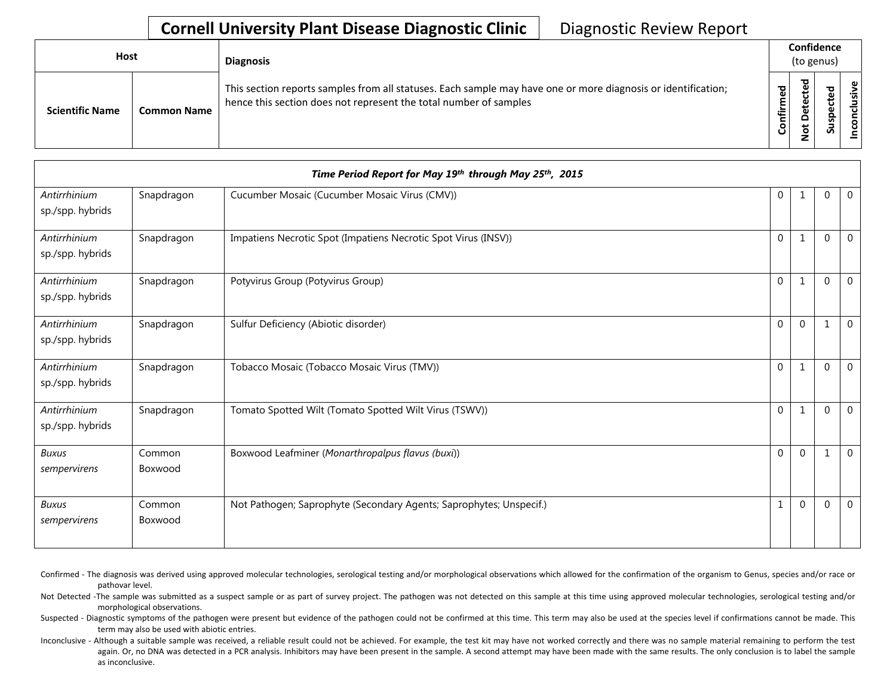# Cornell University Plant Disease Diagnostic Clinic

Diagnostic Review Report

| Host | | Diagnosis | Confidence (to genus) | | | |
|---|---|---|---|---|---|---|
| Scientific Name | Common Name | This section reports samples from all statuses. Each sample may have one or more diagnosis or identification; hence this section does not represent the total number of samples | Confirmed | Not Detected | Suspected | Inconclusive |

| *Time Period Report for May 19th through May 25th, 2015* | | | | | | |
|---|---|---|---|---|---|---|
| *Antirrhinium* sp./spp. hybrids | Snapdragon | Cucumber Mosaic (Cucumber Mosaic Virus (CMV)) | 0 | 1 | 0 | 0 |
| *Antirrhinium* sp./spp. hybrids | Snapdragon | Impatiens Necrotic Spot (Impatiens Necrotic Spot Virus (INSV)) | 0 | 1 | 0 | 0 |
| *Antirrhinium* sp./spp. hybrids | Snapdragon | Potyvirus Group (Potyvirus Group) | 0 | 1 | 0 | 0 |
| *Antirrhinium* sp./spp. hybrids | Snapdragon | Sulfur Deficiency (Abiotic disorder) | 0 | 0 | 1 | 0 |
| *Antirrhinium* sp./spp. hybrids | Snapdragon | Tobacco Mosaic (Tobacco Mosaic Virus (TMV)) | 0 | 1 | 0 | 0 |
| *Antirrhinium* sp./spp. hybrids | Snapdragon | Tomato Spotted Wilt (Tomato Spotted Wilt Virus (TSWV)) | 0 | 1 | 0 | 0 |
| *Buxus sempervirens* | Common Boxwood | Boxwood Leafminer (*Monarthropalpus flavus (buxi)*) | 0 | 0 | 1 | 0 |
| *Buxus sempervirens* | Common Boxwood | Not Pathogen; Saprophyte (Secondary Agents; Saprophytes; Unspecif.) | 1 | 0 | 0 | 0 |

Confirmed - The diagnosis was derived using approved molecular technologies, serological testing and/or morphological observations which allowed for the confirmation of the organism to Genus, species and/or race or pathovar level.

Not Detected -The sample was submitted as a suspect sample or as part of survey project. The pathogen was not detected on this sample at this time using approved molecular technologies, serological testing and/or morphological observations.

Suspected - Diagnostic symptoms of the pathogen were present but evidence of the pathogen could not be confirmed at this time. This term may also be used at the species level if confirmations cannot be made. This term may also be used with abiotic entries.

Inconclusive - Although a suitable sample was received, a reliable result could not be achieved. For example, the test kit may have not worked correctly and there was no sample material remaining to perform the test again. Or, no DNA was detected in a PCR analysis. Inhibitors may have been present in the sample. A second attempt may have been made with the same results. The only conclusion is to label the sample as inconclusive.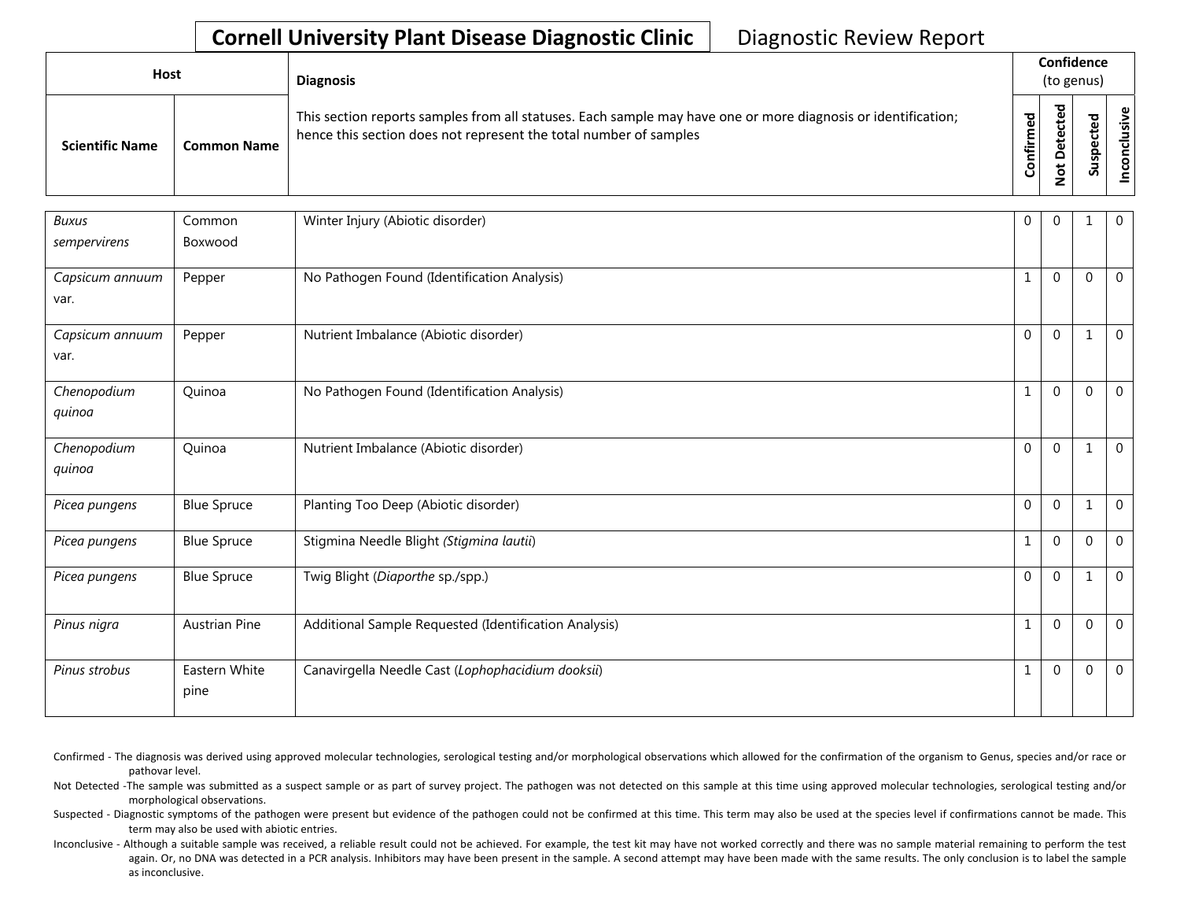# Cornell University Plant Disease Diagnostic Clinic

Diagnostic Review Report

| Host | | Diagnosis | Confidence (to genus) | | | |
|---|---|---|---|---|---|---|
| Scientific Name | Common Name | This section reports samples from all statuses. Each sample may have one or more diagnosis or identification; hence this section does not represent the total number of samples | Confirmed | Not Detected | Suspected | Inconclusive |
| *Buxus sempervirens* | Common Boxwood | Winter Injury (Abiotic disorder) | 0 | 0 | 1 | 0 |
| *Capsicum annuum* var. | Pepper | No Pathogen Found (Identification Analysis) | 1 | 0 | 0 | 0 |
| *Capsicum annuum* var. | Pepper | Nutrient Imbalance (Abiotic disorder) | 0 | 0 | 1 | 0 |
| *Chenopodium quinoa* | Quinoa | No Pathogen Found (Identification Analysis) | 1 | 0 | 0 | 0 |
| *Chenopodium quinoa* | Quinoa | Nutrient Imbalance (Abiotic disorder) | 0 | 0 | 1 | 0 |
| *Picea pungens* | Blue Spruce | Planting Too Deep (Abiotic disorder) | 0 | 0 | 1 | 0 |
| *Picea pungens* | Blue Spruce | Stigmina Needle Blight (*Stigmina lautii*) | 1 | 0 | 0 | 0 |
| *Picea pungens* | Blue Spruce | Twig Blight (*Diaporthe* sp./spp.) | 0 | 0 | 1 | 0 |
| *Pinus nigra* | Austrian Pine | Additional Sample Requested (Identification Analysis) | 1 | 0 | 0 | 0 |
| *Pinus strobus* | Eastern White pine | Canavirgella Needle Cast (*Lophophacidium dooksii*) | 1 | 0 | 0 | 0 |

Confirmed - The diagnosis was derived using approved molecular technologies, serological testing and/or morphological observations which allowed for the confirmation of the organism to Genus, species and/or race or pathovar level.

Not Detected -The sample was submitted as a suspect sample or as part of survey project. The pathogen was not detected on this sample at this time using approved molecular technologies, serological testing and/or morphological observations.

Suspected - Diagnostic symptoms of the pathogen were present but evidence of the pathogen could not be confirmed at this time. This term may also be used at the species level if confirmations cannot be made. This term may also be used with abiotic entries.

Inconclusive - Although a suitable sample was received, a reliable result could not be achieved. For example, the test kit may have not worked correctly and there was no sample material remaining to perform the test again. Or, no DNA was detected in a PCR analysis. Inhibitors may have been present in the sample. A second attempt may have been made with the same results. The only conclusion is to label the sample as inconclusive.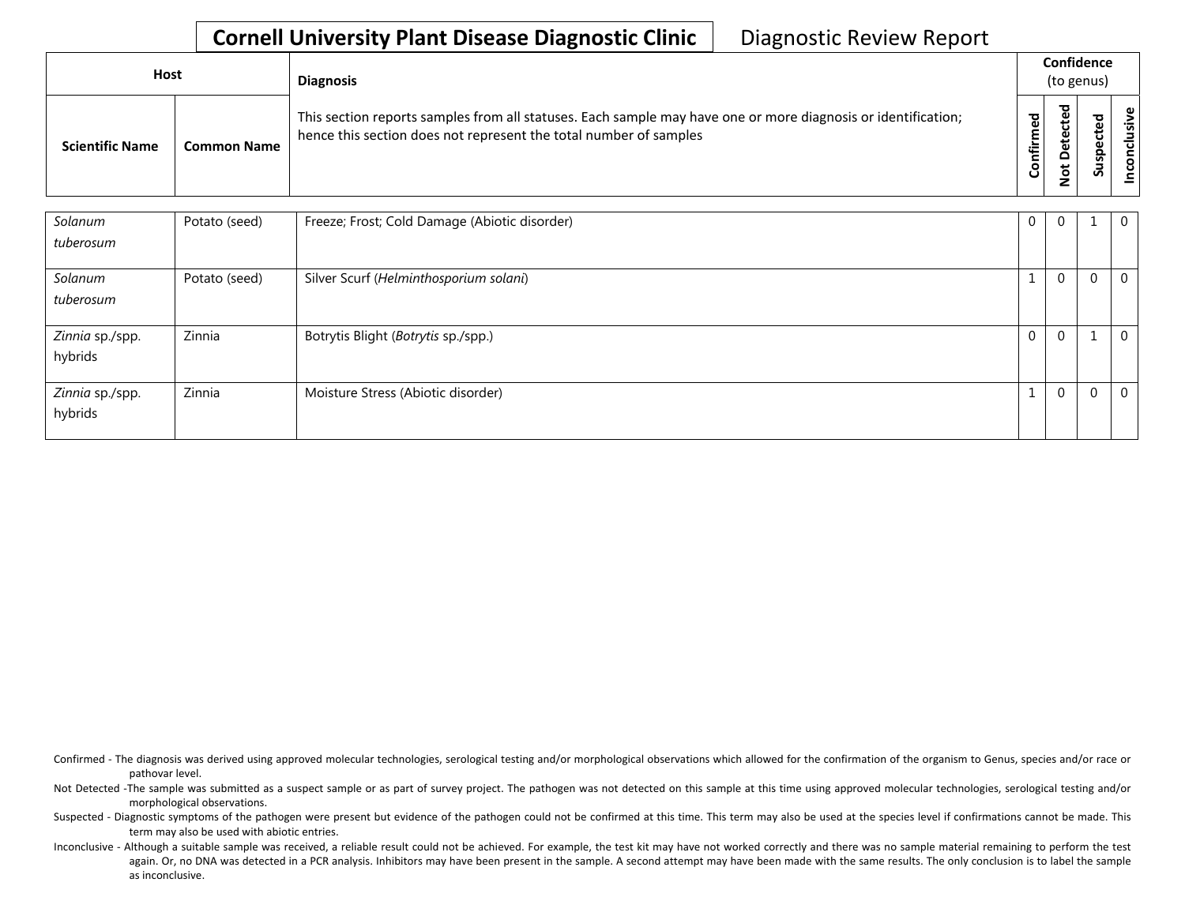# Cornell University Plant Disease Diagnostic Clinic

Diagnostic Review Report

| Host | | Diagnosis | Confidence (to genus) | | | |
|---|---|---|---|---|---|---|
| Scientific Name | Common Name | This section reports samples from all statuses. Each sample may have one or more diagnosis or identification; hence this section does not represent the total number of samples | Confirmed | Not Detected | Suspected | Inconclusive |
| *Solanum tuberosum* | Potato (seed) | Freeze; Frost; Cold Damage (Abiotic disorder) | 0 | 0 | 1 | 0 |
| *Solanum tuberosum* | Potato (seed) | Silver Scurf (*Helminthosporium solani*) | 1 | 0 | 0 | 0 |
| *Zinnia* sp./spp. hybrids | Zinnia | Botrytis Blight (*Botrytis* sp./spp.) | 0 | 0 | 1 | 0 |
| *Zinnia* sp./spp. hybrids | Zinnia | Moisture Stress (Abiotic disorder) | 1 | 0 | 0 | 0 |

Confirmed - The diagnosis was derived using approved molecular technologies, serological testing and/or morphological observations which allowed for the confirmation of the organism to Genus, species and/or race or pathovar level.

Not Detected -The sample was submitted as a suspect sample or as part of survey project. The pathogen was not detected on this sample at this time using approved molecular technologies, serological testing and/or morphological observations.

Suspected - Diagnostic symptoms of the pathogen were present but evidence of the pathogen could not be confirmed at this time. This term may also be used at the species level if confirmations cannot be made. This term may also be used with abiotic entries.

Inconclusive - Although a suitable sample was received, a reliable result could not be achieved. For example, the test kit may have not worked correctly and there was no sample material remaining to perform the test again. Or, no DNA was detected in a PCR analysis. Inhibitors may have been present in the sample. A second attempt may have been made with the same results. The only conclusion is to label the sample as inconclusive.